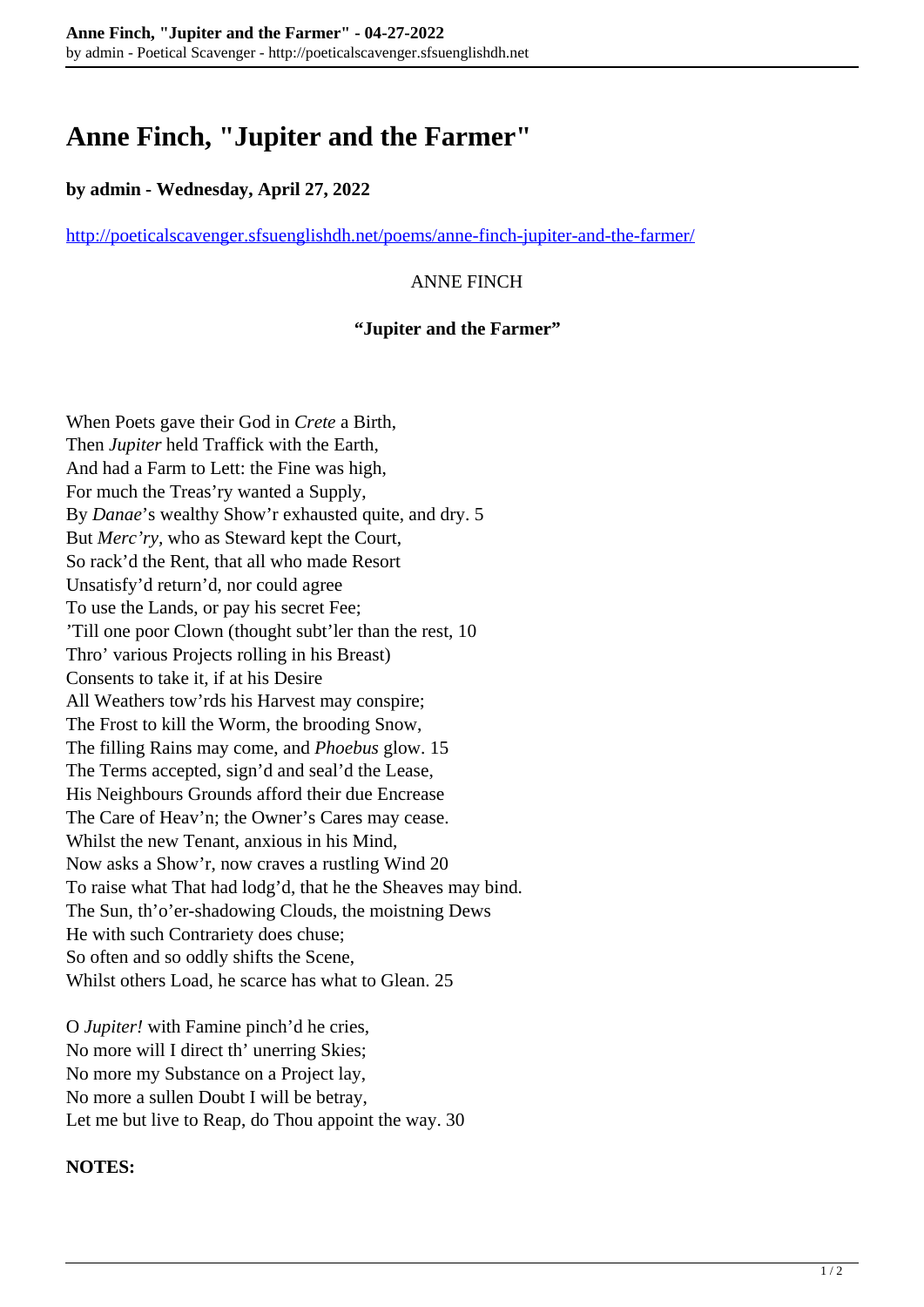# Anne Finch, "Jupiter and the Farmer"

**by admin - Wednesday, April 27, 2022**

http://poeticalscavenger.sfsuenglishdh.net/poems/anne-finch-jupiter-and-the-farmer/

ANNE FINCH

**"Jupiter and the Farmer"**

When Poets gave their God in *Crete* a Birth,
Then *Jupiter* held Traffick with the Earth,
And had a Farm to Lett: the Fine was high,
For much the Treas'ry wanted a Supply,
By *Danae*'s wealthy Show'r exhausted quite, and dry. 5
But *Merc'ry,* who as Steward kept the Court,
So rack'd the Rent, that all who made Resort
Unsatisfy'd return'd, nor could agree
To use the Lands, or pay his secret Fee;
'Till one poor Clown (thought subt'ler than the rest, 10
Thro' various Projects rolling in his Breast)
Consents to take it, if at his Desire
All Weathers tow'rds his Harvest may conspire;
The Frost to kill the Worm, the brooding Snow,
The filling Rains may come, and *Phoebus* glow. 15
The Terms accepted, sign'd and seal'd the Lease,
His Neighbours Grounds afford their due Encrease
The Care of Heav'n; the Owner's Cares may cease.
Whilst the new Tenant, anxious in his Mind,
Now asks a Show'r, now craves a rustling Wind 20
To raise what That had lodg'd, that he the Sheaves may bind.
The Sun, th'o'er-shadowing Clouds, the moistning Dews
He with such Contrariety does chuse;
So often and so oddly shifts the Scene,
Whilst others Load, he scarce has what to Glean. 25

O *Jupiter!* with Famine pinch'd he cries,
No more will I direct th' unerring Skies;
No more my Substance on a Project lay,
No more a sullen Doubt I will be betray,
Let me but live to Reap, do Thou appoint the way. 30

**NOTES:**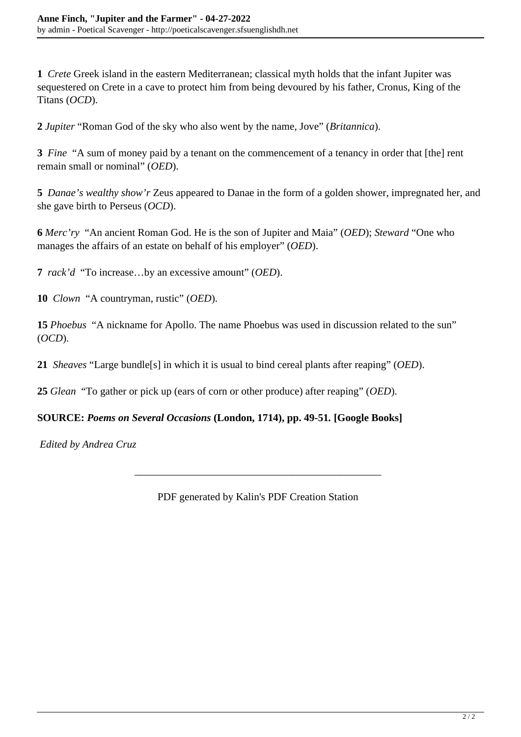**1** *Crete* Greek island in the eastern Mediterranean; classical myth holds that the infant Jupiter was sequestered on Crete in a cave to protect him from being devoured by his father, Cronus, King of the Titans (*OCD*).

**2** *Jupiter* "Roman God of the sky who also went by the name, Jove" (*Britannica*).

**3** *Fine* "A sum of money paid by a tenant on the commencement of a tenancy in order that [the] rent remain small or nominal" (*OED*).

**5** *Danae's wealthy show'r* Zeus appeared to Danae in the form of a golden shower, impregnated her, and she gave birth to Perseus (*OCD*).

**6** *Merc'ry* "An ancient Roman God. He is the son of Jupiter and Maia" (*OED*); *Steward* "One who manages the affairs of an estate on behalf of his employer" (*OED*).

**7** *rack'd* "To increase…by an excessive amount" (*OED*).

**10** *Clown* "A countryman, rustic" (*OED*).

**15** *Phoebus* "A nickname for Apollo. The name Phoebus was used in discussion related to the sun" (*OCD*).

**21** *Sheaves* "Large bundle[s] in which it is usual to bind cereal plants after reaping" (*OED*).

**25** *Glean* "To gather or pick up (ears of corn or other produce) after reaping" (*OED*).

**SOURCE: *Poems on Several Occasions* (London, 1714), pp. 49-51. [Google Books]**

*Edited by Andrea Cruz*

---

PDF generated by Kalin's PDF Creation Station